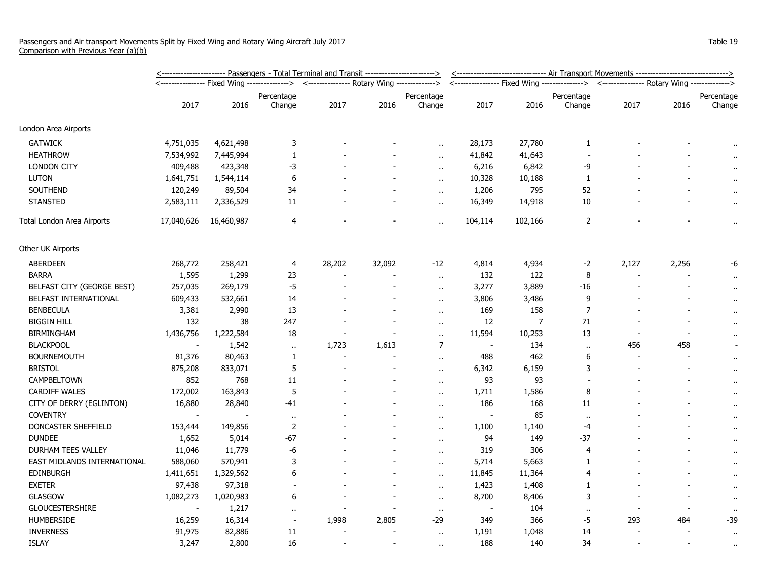Passengers and Air transport Movements Split by Fixed Wing and Rotary Wing Aircraft July 2017
Comparison with Previous Year (a)(b)

Table 19

| | Passengers - Total Terminal and Transit | | | | | | Air Transport Movements | | | | | |
|---|---|---|---|---|---|---|---|---|---|---|---|---|
| | Fixed Wing | | | Rotary Wing | | | Fixed Wing | | | Rotary Wing | | |
| | 2017 | 2016 | Percentage Change | 2017 | 2016 | Percentage Change | 2017 | 2016 | Percentage Change | 2017 | 2016 | Percentage Change |
| London Area Airports | | | | | | | | | | | | |
| GATWICK | 4,751,035 | 4,621,498 | 3 | - | - | .. | 28,173 | 27,780 | 1 | - | - | .. |
| HEATHROW | 7,534,992 | 7,445,994 | 1 | - | - | .. | 41,842 | 41,643 | - | - | - | .. |
| LONDON CITY | 409,488 | 423,348 | -3 | - | - | .. | 6,216 | 6,842 | -9 | - | - | .. |
| LUTON | 1,641,751 | 1,544,114 | 6 | - | - | .. | 10,328 | 10,188 | 1 | - | - | .. |
| SOUTHEND | 120,249 | 89,504 | 34 | - | - | .. | 1,206 | 795 | 52 | - | - | .. |
| STANSTED | 2,583,111 | 2,336,529 | 11 | - | - | .. | 16,349 | 14,918 | 10 | - | - | .. |
| Total London Area Airports | 17,040,626 | 16,460,987 | 4 | - | - | .. | 104,114 | 102,166 | 2 | - | - | .. |
| Other UK Airports | | | | | | | | | | | | |
| ABERDEEN | 268,772 | 258,421 | 4 | 28,202 | 32,092 | -12 | 4,814 | 4,934 | -2 | 2,127 | 2,256 | -6 |
| BARRA | 1,595 | 1,299 | 23 | - | - | .. | 132 | 122 | 8 | - | - | .. |
| BELFAST CITY (GEORGE BEST) | 257,035 | 269,179 | -5 | - | - | .. | 3,277 | 3,889 | -16 | - | - | .. |
| BELFAST INTERNATIONAL | 609,433 | 532,661 | 14 | - | - | .. | 3,806 | 3,486 | 9 | - | - | .. |
| BENBECULA | 3,381 | 2,990 | 13 | - | - | .. | 169 | 158 | 7 | - | - | .. |
| BIGGIN HILL | 132 | 38 | 247 | - | - | .. | 12 | 7 | 71 | - | - | .. |
| BIRMINGHAM | 1,436,756 | 1,222,584 | 18 | - | - | .. | 11,594 | 10,253 | 13 | - | - | .. |
| BLACKPOOL | - | 1,542 | .. | 1,723 | 1,613 | 7 | - | 134 | .. | 456 | 458 | - |
| BOURNEMOUTH | 81,376 | 80,463 | 1 | - | - | .. | 488 | 462 | 6 | - | - | .. |
| BRISTOL | 875,208 | 833,071 | 5 | - | - | .. | 6,342 | 6,159 | 3 | - | - | .. |
| CAMPBELTOWN | 852 | 768 | 11 | - | - | .. | 93 | 93 | - | - | - | .. |
| CARDIFF WALES | 172,002 | 163,843 | 5 | - | - | .. | 1,711 | 1,586 | 8 | - | - | .. |
| CITY OF DERRY (EGLINTON) | 16,880 | 28,840 | -41 | - | - | .. | 186 | 168 | 11 | - | - | .. |
| COVENTRY | - | - | .. | - | - | .. | - | 85 | .. | - | - | .. |
| DONCASTER SHEFFIELD | 153,444 | 149,856 | 2 | - | - | .. | 1,100 | 1,140 | -4 | - | - | .. |
| DUNDEE | 1,652 | 5,014 | -67 | - | - | .. | 94 | 149 | -37 | - | - | .. |
| DURHAM TEES VALLEY | 11,046 | 11,779 | -6 | - | - | .. | 319 | 306 | 4 | - | - | .. |
| EAST MIDLANDS INTERNATIONAL | 588,060 | 570,941 | 3 | - | - | .. | 5,714 | 5,663 | 1 | - | - | .. |
| EDINBURGH | 1,411,651 | 1,329,562 | 6 | - | - | .. | 11,845 | 11,364 | 4 | - | - | .. |
| EXETER | 97,438 | 97,318 | - | - | - | .. | 1,423 | 1,408 | 1 | - | - | .. |
| GLASGOW | 1,082,273 | 1,020,983 | 6 | - | - | .. | 8,700 | 8,406 | 3 | - | - | .. |
| GLOUCESTERSHIRE | - | 1,217 | .. | - | - | .. | - | 104 | .. | - | - | .. |
| HUMBERSIDE | 16,259 | 16,314 | - | 1,998 | 2,805 | -29 | 349 | 366 | -5 | 293 | 484 | -39 |
| INVERNESS | 91,975 | 82,886 | 11 | - | - | .. | 1,191 | 1,048 | 14 | - | - | .. |
| ISLAY | 3,247 | 2,800 | 16 | - | - | .. | 188 | 140 | 34 | - | - | .. |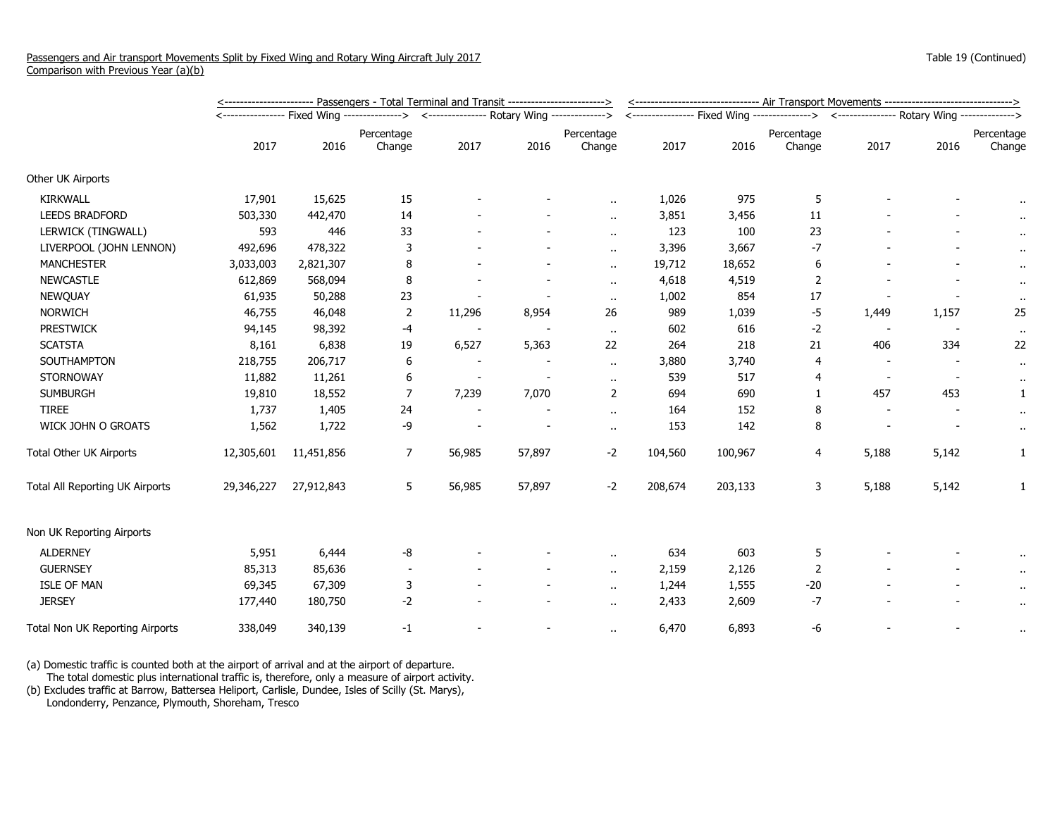Passengers and Air transport Movements Split by Fixed Wing and Rotary Wing Aircraft July 2017
Comparison with Previous Year (a)(b)

Table 19 (Continued)

| | Passengers - Total Terminal and Transit | | | | | | Air Transport Movements | | | | | |
|---|---|---|---|---|---|---|---|---|---|---|---|---|
| | Fixed Wing | | | Rotary Wing | | | Fixed Wing | | | Rotary Wing | | |
| | 2017 | 2016 | Percentage Change | 2017 | 2016 | Percentage Change | 2017 | 2016 | Percentage Change | 2017 | 2016 | Percentage Change |
| **Other UK Airports** | | | | | | | | | | | | |
| KIRKWALL | 17,901 | 15,625 | 15 | - | - | .. | 1,026 | 975 | 5 | - | - | .. |
| LEEDS BRADFORD | 503,330 | 442,470 | 14 | - | - | .. | 3,851 | 3,456 | 11 | - | - | .. |
| LERWICK (TINGWALL) | 593 | 446 | 33 | - | - | .. | 123 | 100 | 23 | - | - | .. |
| LIVERPOOL (JOHN LENNON) | 492,696 | 478,322 | 3 | - | - | .. | 3,396 | 3,667 | -7 | - | - | .. |
| MANCHESTER | 3,033,003 | 2,821,307 | 8 | - | - | .. | 19,712 | 18,652 | 6 | - | - | .. |
| NEWCASTLE | 612,869 | 568,094 | 8 | - | - | .. | 4,618 | 4,519 | 2 | - | - | .. |
| NEWQUAY | 61,935 | 50,288 | 23 | - | - | .. | 1,002 | 854 | 17 | - | - | .. |
| NORWICH | 46,755 | 46,048 | 2 | 11,296 | 8,954 | 26 | 989 | 1,039 | -5 | 1,449 | 1,157 | 25 |
| PRESTWICK | 94,145 | 98,392 | -4 | - | - | .. | 602 | 616 | -2 | - | - | .. |
| SCATSTA | 8,161 | 6,838 | 19 | 6,527 | 5,363 | 22 | 264 | 218 | 21 | 406 | 334 | 22 |
| SOUTHAMPTON | 218,755 | 206,717 | 6 | - | - | .. | 3,880 | 3,740 | 4 | - | - | .. |
| STORNOWAY | 11,882 | 11,261 | 6 | - | - | .. | 539 | 517 | 4 | - | - | .. |
| SUMBURGH | 19,810 | 18,552 | 7 | 7,239 | 7,070 | 2 | 694 | 690 | 1 | 457 | 453 | 1 |
| TIREE | 1,737 | 1,405 | 24 | - | - | .. | 164 | 152 | 8 | - | - | .. |
| WICK JOHN O GROATS | 1,562 | 1,722 | -9 | - | - | .. | 153 | 142 | 8 | - | - | .. |
| **Total Other UK Airports** | 12,305,601 | 11,451,856 | 7 | 56,985 | 57,897 | -2 | 104,560 | 100,967 | 4 | 5,188 | 5,142 | 1 |
| **Total All Reporting UK Airports** | 29,346,227 | 27,912,843 | 5 | 56,985 | 57,897 | -2 | 208,674 | 203,133 | 3 | 5,188 | 5,142 | 1 |
| **Non UK Reporting Airports** | | | | | | | | | | | | |
| ALDERNEY | 5,951 | 6,444 | -8 | - | - | .. | 634 | 603 | 5 | - | - | .. |
| GUERNSEY | 85,313 | 85,636 | - | - | - | .. | 2,159 | 2,126 | 2 | - | - | .. |
| ISLE OF MAN | 69,345 | 67,309 | 3 | - | - | .. | 1,244 | 1,555 | -20 | - | - | .. |
| JERSEY | 177,440 | 180,750 | -2 | - | - | .. | 2,433 | 2,609 | -7 | - | - | .. |
| **Total Non UK Reporting Airports** | 338,049 | 340,139 | -1 | - | - | .. | 6,470 | 6,893 | -6 | - | - | .. |

(a) Domestic traffic is counted both at the airport of arrival and at the airport of departure.
The total domestic plus international traffic is, therefore, only a measure of airport activity.
(b) Excludes traffic at Barrow, Battersea Heliport, Carlisle, Dundee, Isles of Scilly (St. Marys),
Londonderry, Penzance, Plymouth, Shoreham, Tresco